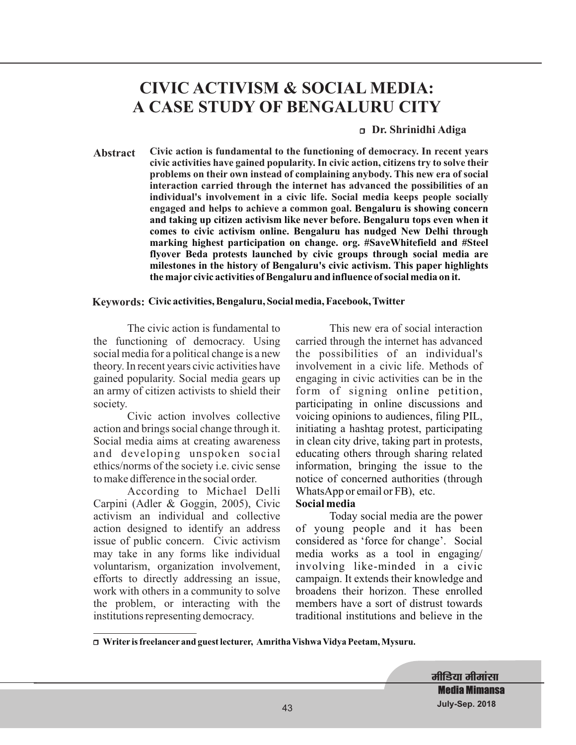# CIVIC ACTIVISM & SOCIAL MEDIA: A CASE STUDY OF BENGALURU CITY

**Dr. Shrinidhi Adiga**

**Abstract** **Civic action is fundamental to the functioning of democracy. In recent years civic activities have gained popularity. In civic action, citizens try to solve their problems on their own instead of complaining anybody. This new era of social interaction carried through the internet has advanced the possibilities of an individual's involvement in a civic life. Social media keeps people socially engaged and helps to achieve a common goal. Bengaluru is showing concern and taking up citizen activism like never before. Bengaluru tops even when it comes to civic activism online. Bengaluru has nudged New Delhi through marking highest participation on change. org. #SaveWhitefield and #Steel flyover Beda protests launched by civic groups through social media are milestones in the history of Bengaluru's civic activism. This paper highlights the major civic activities of Bengaluru and influence of social media on it.**

**Keywords: Civic activities, Bengaluru, Social media, Facebook, Twitter**

The civic action is fundamental to the functioning of democracy. Using social media for a political change is a new theory. In recent years civic activities have gained popularity. Social media gears up an army of citizen activists to shield their society.

Civic action involves collective action and brings social change through it. Social media aims at creating awareness and developing unspoken social ethics/norms of the society i.e. civic sense to make difference in the social order.

According to Michael Delli Carpini (Adler & Goggin, 2005), Civic activism an individual and collective action designed to identify an address issue of public concern. Civic activism may take in any forms like individual voluntarism, organization involvement, efforts to directly addressing an issue, work with others in a community to solve the problem, or interacting with the institutions representing democracy.

This new era of social interaction carried through the internet has advanced the possibilities of an individual's involvement in a civic life. Methods of engaging in civic activities can be in the form of signing online petition, participating in online discussions and voicing opinions to audiences, filing PIL, initiating a hashtag protest, participating in clean city drive, taking part in protests, educating others through sharing related information, bringing the issue to the notice of concerned authorities (through WhatsApp or email or FB), etc.

## Social media

Today social media are the power of young people and it has been considered as 'force for change'. Social media works as a tool in engaging/ involving like-minded in a civic campaign. It extends their knowledge and broadens their horizon. These enrolled members have a sort of distrust towards traditional institutions and believe in the

---

**Writer is freelancer and guest lecturer, Amritha Vishwa Vidya Peetam, Mysuru.**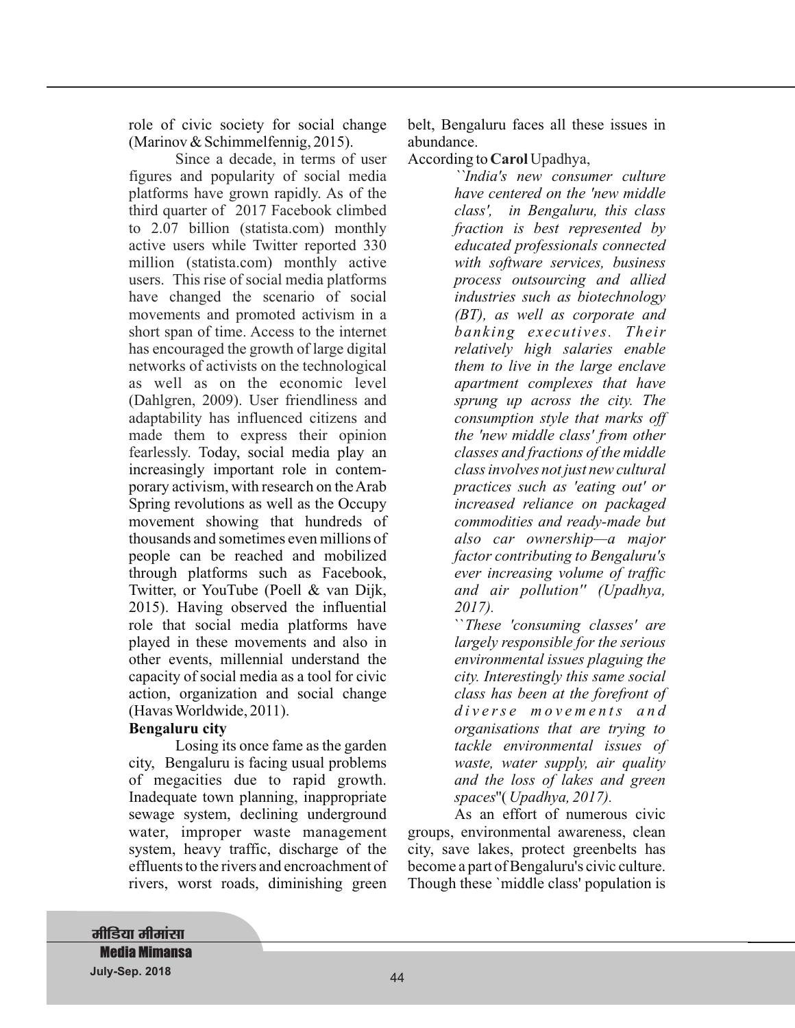role of civic society for social change (Marinov & Schimmelfennig, 2015).

Since a decade, in terms of user figures and popularity of social media platforms have grown rapidly. As of the third quarter of 2017 Facebook climbed to 2.07 billion (statista.com) monthly active users while Twitter reported 330 million (statista.com) monthly active users. This rise of social media platforms have changed the scenario of social movements and promoted activism in a short span of time. Access to the internet has encouraged the growth of large digital networks of activists on the technological as well as on the economic level (Dahlgren, 2009). User friendliness and adaptability has influenced citizens and made them to express their opinion fearlessly. Today, social media play an increasingly important role in contemporary activism, with research on the Arab Spring revolutions as well as the Occupy movement showing that hundreds of thousands and sometimes even millions of people can be reached and mobilized through platforms such as Facebook, Twitter, or YouTube (Poell & van Dijk, 2015). Having observed the influential role that social media platforms have played in these movements and also in other events, millennial understand the capacity of social media as a tool for civic action, organization and social change (Havas Worldwide, 2011).

**Bengaluru city**

Losing its once fame as the garden city, Bengaluru is facing usual problems of megacities due to rapid growth. Inadequate town planning, inappropriate sewage system, declining underground water, improper waste management system, heavy traffic, discharge of the effluents to the rivers and encroachment of rivers, worst roads, diminishing green belt, Bengaluru faces all these issues in abundance.

According to **Carol** Upadhya,

> *``India's new consumer culture have centered on the 'new middle class', in Bengaluru, this class fraction is best represented by educated professionals connected with software services, business process outsourcing and allied industries such as biotechnology (BT), as well as corporate and banking executives. Their relatively high salaries enable them to live in the large enclave apartment complexes that have sprung up across the city. The consumption style that marks off the 'new middle class' from other classes and fractions of the middle class involves not just new cultural practices such as 'eating out' or increased reliance on packaged commodities and ready-made but also car ownership—a major factor contributing to Bengaluru's ever increasing volume of traffic and air pollution'' (Upadhya, 2017).*
>
> *``These 'consuming classes' are largely responsible for the serious environmental issues plaguing the city. Interestingly this same social class has been at the forefront of diverse movements and organisations that are trying to tackle environmental issues of waste, water supply, air quality and the loss of lakes and green spaces*''( *Upadhya, 2017).*

As an effort of numerous civic groups, environmental awareness, clean city, save lakes, protect greenbelts has become a part of Bengaluru's civic culture. Though these `middle class' population is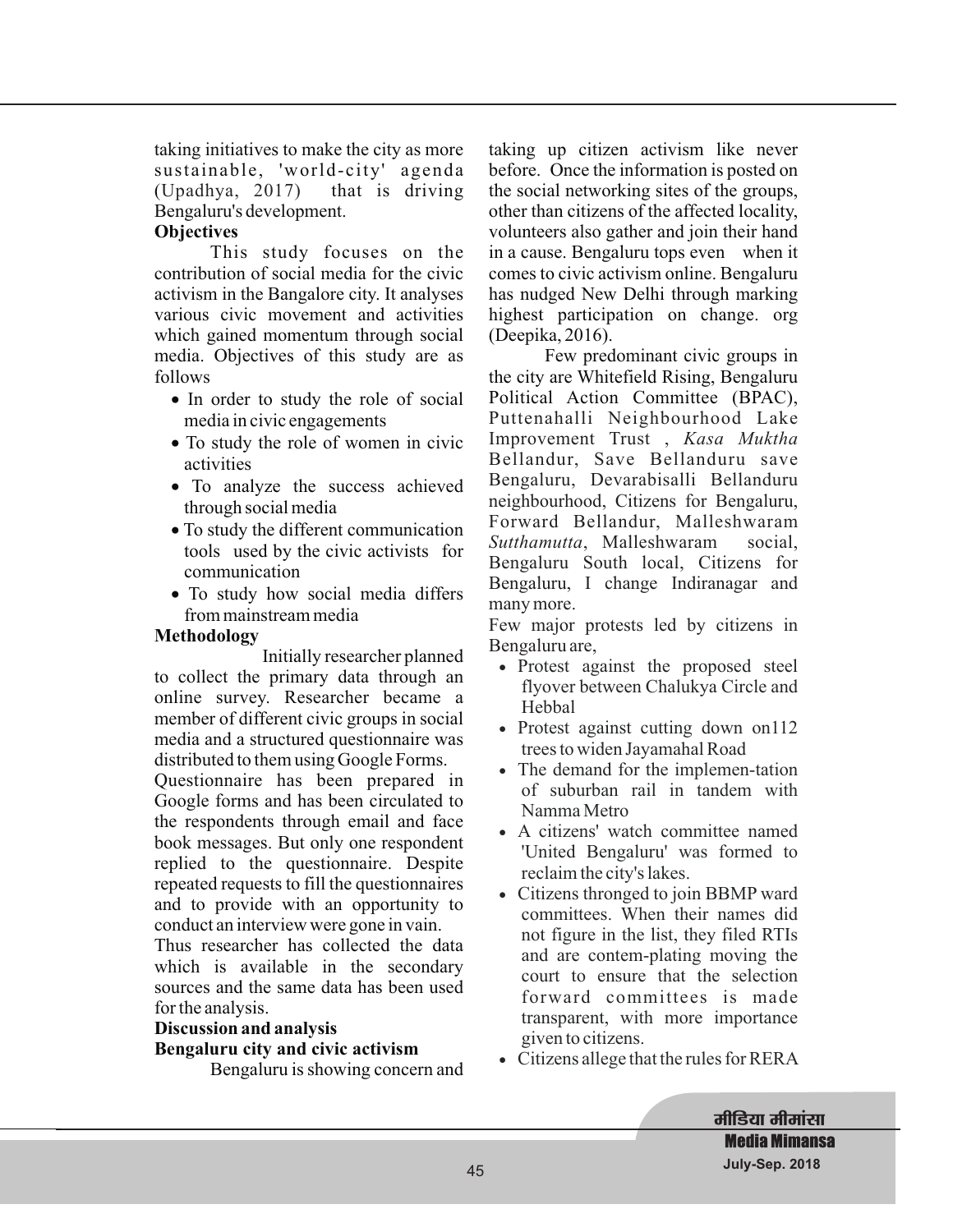taking initiatives to make the city as more sustainable, 'world-city' agenda (Upadhya, 2017) that is driving Bengaluru's development.

**Objectives**

This study focuses on the contribution of social media for the civic activism in the Bangalore city. It analyses various civic movement and activities which gained momentum through social media. Objectives of this study are as follows

- In order to study the role of social media in civic engagements
- To study the role of women in civic activities
- To analyze the success achieved through social media
- To study the different communication tools used by the civic activists for communication
- To study how social media differs from mainstream media

**Methodology**

Initially researcher planned to collect the primary data through an online survey. Researcher became a member of different civic groups in social media and a structured questionnaire was distributed to them using Google Forms.

Questionnaire has been prepared in Google forms and has been circulated to the respondents through email and face book messages. But only one respondent replied to the questionnaire. Despite repeated requests to fill the questionnaires and to provide with an opportunity to conduct an interview were gone in vain.

Thus researcher has collected the data which is available in the secondary sources and the same data has been used for the analysis.

**Discussion and analysis**

**Bengaluru city and civic activism**

Bengaluru is showing concern and taking up citizen activism like never before. Once the information is posted on the social networking sites of the groups, other than citizens of the affected locality, volunteers also gather and join their hand in a cause. Bengaluru tops even when it comes to civic activism online. Bengaluru has nudged New Delhi through marking highest participation on change. org (Deepika, 2016).

Few predominant civic groups in the city are Whitefield Rising, Bengaluru Political Action Committee (BPAC), Puttenahalli Neighbourhood Lake Improvement Trust , *Kasa Muktha* Bellandur, Save Bellanduru save Bengaluru, Devarabisalli Bellanduru neighbourhood, Citizens for Bengaluru, Forward Bellandur, Malleshwaram *Sutthamutta*, Malleshwaram social, Bengaluru South local, Citizens for Bengaluru, I change Indiranagar and many more.

Few major protests led by citizens in Bengaluru are,

- Protest against the proposed steel flyover between Chalukya Circle and Hebbal
- Protest against cutting down on112 trees to widen Jayamahal Road
- The demand for the implemen-tation of suburban rail in tandem with Namma Metro
- A citizens' watch committee named 'United Bengaluru' was formed to reclaim the city's lakes.
- Citizens thronged to join BBMP ward committees. When their names did not figure in the list, they filed RTIs and are contem-plating moving the court to ensure that the selection forward committees is made transparent, with more importance given to citizens.
- Citizens allege that the rules for RERA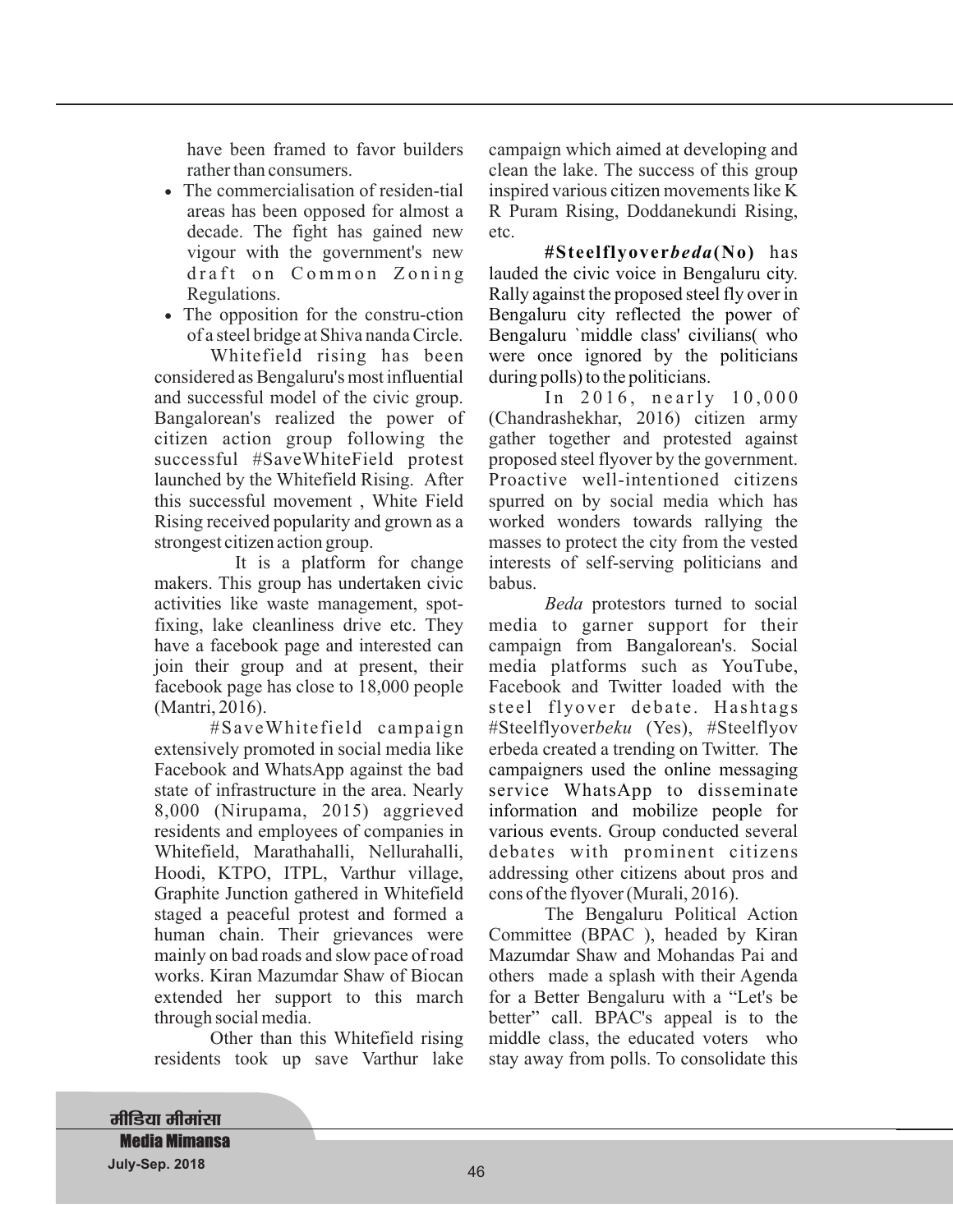have been framed to favor builders rather than consumers.

- The commercialisation of residen-tial areas has been opposed for almost a decade. The fight has gained new vigour with the government's new draft on Common Zoning Regulations.
- The opposition for the constru-ction of a steel bridge at Shiva nanda Circle.

Whitefield rising has been considered as Bengaluru's most influential and successful model of the civic group. Bangalorean's realized the power of citizen action group following the successful #SaveWhiteField protest launched by the Whitefield Rising. After this successful movement , White Field Rising received popularity and grown as a strongest citizen action group.

It is a platform for change makers. This group has undertaken civic activities like waste management, spot-fixing, lake cleanliness drive etc. They have a facebook page and interested can join their group and at present, their facebook page has close to 18,000 people (Mantri, 2016).

#SaveWhitefield campaign extensively promoted in social media like Facebook and WhatsApp against the bad state of infrastructure in the area. Nearly 8,000 (Nirupama, 2015) aggrieved residents and employees of companies in Whitefield, Marathahalli, Nellurahalli, Hoodi, KTPO, ITPL, Varthur village, Graphite Junction gathered in Whitefield staged a peaceful protest and formed a human chain. Their grievances were mainly on bad roads and slow pace of road works. Kiran Mazumdar Shaw of Biocan extended her support to this march through social media.

Other than this Whitefield rising residents took up save Varthur lake campaign which aimed at developing and clean the lake. The success of this group inspired various citizen movements like K R Puram Rising, Doddanekundi Rising, etc.

**#Steelflyover*beda*(No)** has lauded the civic voice in Bengaluru city. Rally against the proposed steel fly over in Bengaluru city reflected the power of Bengaluru `middle class' civilians( who were once ignored by the politicians during polls) to the politicians.

In 2016, nearly 10,000 (Chandrashekhar, 2016) citizen army gather together and protested against proposed steel flyover by the government. Proactive well-intentioned citizens spurred on by social media which has worked wonders towards rallying the masses to protect the city from the vested interests of self-serving politicians and babus.

*Beda* protestors turned to social media to garner support for their campaign from Bangalorean's. Social media platforms such as YouTube, Facebook and Twitter loaded with the steel flyover debate. Hashtags #Steelflyover*beku* (Yes), #Steelflyov erbeda created a trending on Twitter. The campaigners used the online messaging service WhatsApp to disseminate information and mobilize people for various events. Group conducted several debates with prominent citizens addressing other citizens about pros and cons of the flyover (Murali, 2016).

The Bengaluru Political Action Committee (BPAC ), headed by Kiran Mazumdar Shaw and Mohandas Pai and others made a splash with their Agenda for a Better Bengaluru with a "Let's be better" call. BPAC's appeal is to the middle class, the educated voters who stay away from polls. To consolidate this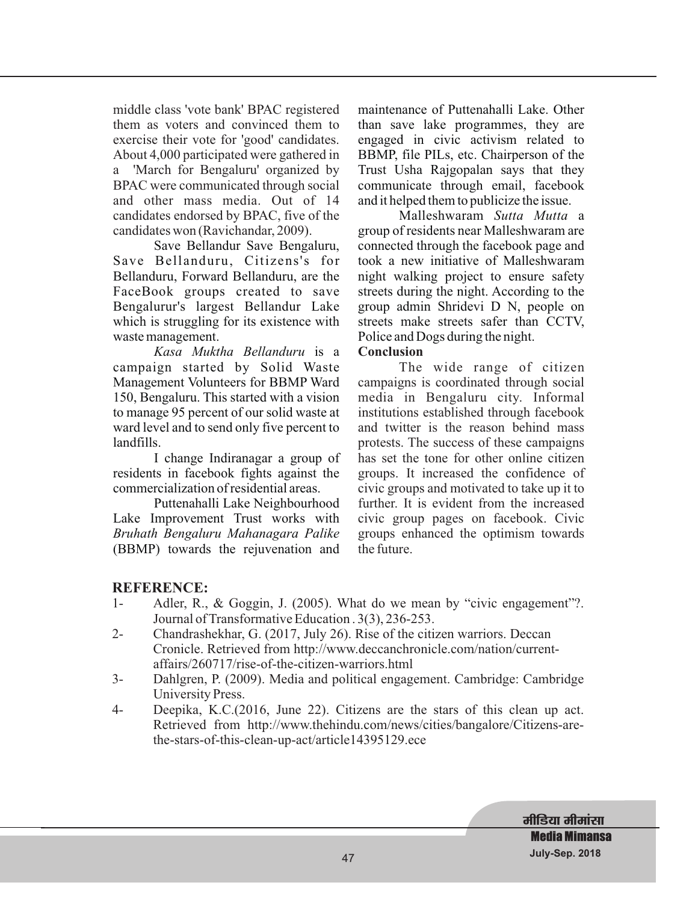middle class 'vote bank' BPAC registered them as voters and convinced them to exercise their vote for 'good' candidates. About 4,000 participated were gathered in a 'March for Bengaluru' organized by BPAC were communicated through social and other mass media. Out of 14 candidates endorsed by BPAC, five of the candidates won (Ravichandar, 2009).

Save Bellandur Save Bengaluru, Save Bellanduru, Citizens's for Bellanduru, Forward Bellanduru, are the FaceBook groups created to save Bengalurur's largest Bellandur Lake which is struggling for its existence with waste management.

*Kasa Muktha Bellanduru* is a campaign started by Solid Waste Management Volunteers for BBMP Ward 150, Bengaluru. This started with a vision to manage 95 percent of our solid waste at ward level and to send only five percent to landfills.

I change Indiranagar a group of residents in facebook fights against the commercialization of residential areas.

Puttenahalli Lake Neighbourhood Lake Improvement Trust works with *Bruhath Bengaluru Mahanagara Palike* (BBMP) towards the rejuvenation and maintenance of Puttenahalli Lake. Other than save lake programmes, they are engaged in civic activism related to BBMP, file PILs, etc. Chairperson of the Trust Usha Rajgopalan says that they communicate through email, facebook and it helped them to publicize the issue.

Malleshwaram *Sutta Mutta* a group of residents near Malleshwaram are connected through the facebook page and took a new initiative of Malleshwaram night walking project to ensure safety streets during the night. According to the group admin Shridevi D N, people on streets make streets safer than CCTV, Police and Dogs during the night.

**Conclusion**

The wide range of citizen campaigns is coordinated through social media in Bengaluru city. Informal institutions established through facebook and twitter is the reason behind mass protests. The success of these campaigns has set the tone for other online citizen groups. It increased the confidence of civic groups and motivated to take up it to further. It is evident from the increased civic group pages on facebook. Civic groups enhanced the optimism towards the future.

## REFERENCE:

1- Adler, R., & Goggin, J. (2005). What do we mean by "civic engagement"?. Journal of Transformative Education . 3(3), 236-253.

2- Chandrashekhar, G. (2017, July 26). Rise of the citizen warriors. Deccan Cronicle. Retrieved from http://www.deccanchronicle.com/nation/current-affairs/260717/rise-of-the-citizen-warriors.html

3- Dahlgren, P. (2009). Media and political engagement. Cambridge: Cambridge University Press.

4- Deepika, K.C.(2016, June 22). Citizens are the stars of this clean up act. Retrieved from http://www.thehindu.com/news/cities/bangalore/Citizens-are-the-stars-of-this-clean-up-act/article14395129.ece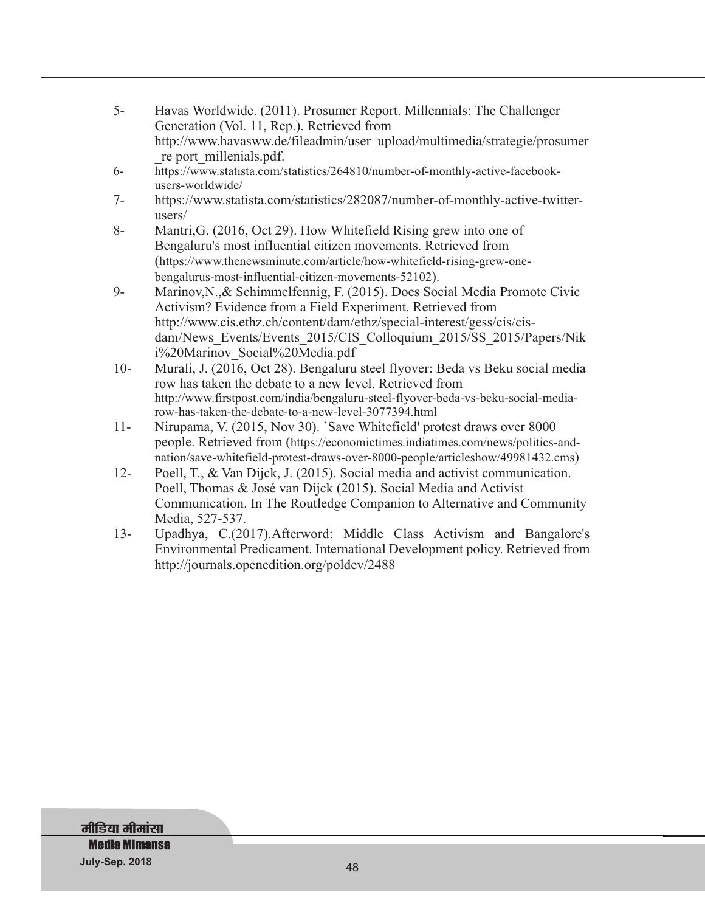5- Havas Worldwide. (2011). Prosumer Report. Millennials: The Challenger Generation (Vol. 11, Rep.). Retrieved from http://www.havasww.de/fileadmin/user_upload/multimedia/strategie/prosumer_re port_millenials.pdf.

6- https://www.statista.com/statistics/264810/number-of-monthly-active-facebook-users-worldwide/

7- https://www.statista.com/statistics/282087/number-of-monthly-active-twitter-users/

8- Mantri,G. (2016, Oct 29). How Whitefield Rising grew into one of Bengaluru's most influential citizen movements. Retrieved from (https://www.thenewsminute.com/article/how-whitefield-rising-grew-one-bengalurus-most-influential-citizen-movements-52102).

9- Marinov,N.,& Schimmelfennig, F. (2015). Does Social Media Promote Civic Activism? Evidence from a Field Experiment. Retrieved from http://www.cis.ethz.ch/content/dam/ethz/special-interest/gess/cis/cis-dam/News_Events/Events_2015/CIS_Colloquium_2015/SS_2015/Papers/Niki%20Marinov_Social%20Media.pdf

10- Murali, J. (2016, Oct 28). Bengaluru steel flyover: Beda vs Beku social media row has taken the debate to a new level. Retrieved from http://www.firstpost.com/india/bengaluru-steel-flyover-beda-vs-beku-social-media-row-has-taken-the-debate-to-a-new-level-3077394.html

11- Nirupama, V. (2015, Nov 30). `Save Whitefield' protest draws over 8000 people. Retrieved from (https://economictimes.indiatimes.com/news/politics-and-nation/save-whitefield-protest-draws-over-8000-people/articleshow/49981432.cms)

12- Poell, T., & Van Dijck, J. (2015). Social media and activist communication. Poell, Thomas & José van Dijck (2015). Social Media and Activist Communication. In The Routledge Companion to Alternative and Community Media, 527-537.

13- Upadhya, C.(2017).Afterword: Middle Class Activism and Bangalore's Environmental Predicament. International Development policy. Retrieved from http://journals.openedition.org/poldev/2488